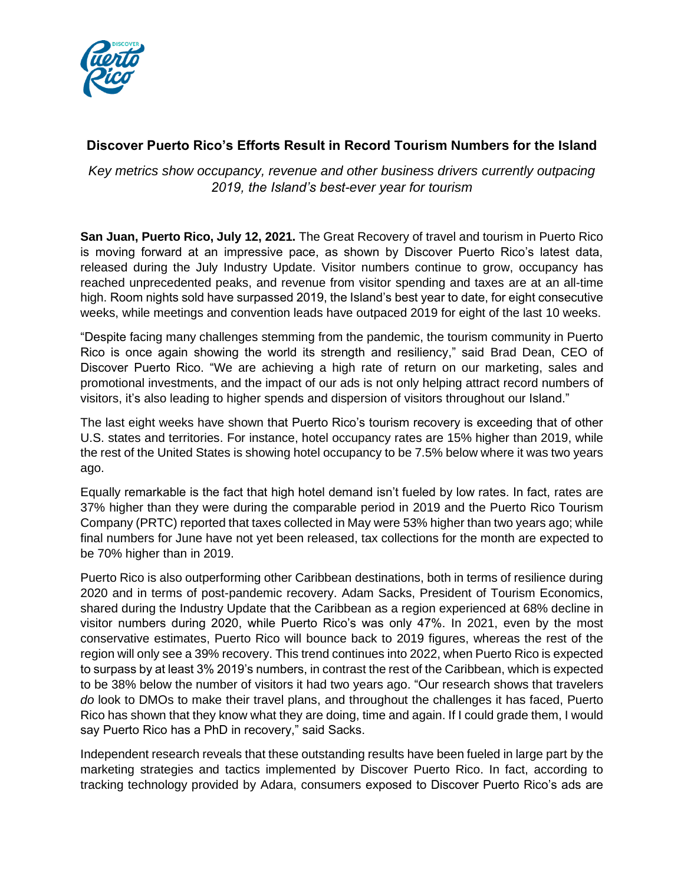## Discover Puerto Rico's Efforts Result in Record Tourism Numbers for the Island

*Key metrics show occupancy, revenue and other business drivers currently outpacing 2019, the Island's best-ever year for tourism*

**San Juan, Puerto Rico, July 12, 2021.** The Great Recovery of travel and tourism in Puerto Rico is moving forward at an impressive pace, as shown by Discover Puerto Rico's latest data, released during the July Industry Update. Visitor numbers continue to grow, occupancy has reached unprecedented peaks, and revenue from visitor spending and taxes are at an all-time high. Room nights sold have surpassed 2019, the Island's best year to date, for eight consecutive weeks, while meetings and convention leads have outpaced 2019 for eight of the last 10 weeks.

"Despite facing many challenges stemming from the pandemic, the tourism community in Puerto Rico is once again showing the world its strength and resiliency," said Brad Dean, CEO of Discover Puerto Rico. "We are achieving a high rate of return on our marketing, sales and promotional investments, and the impact of our ads is not only helping attract record numbers of visitors, it's also leading to higher spends and dispersion of visitors throughout our Island."

The last eight weeks have shown that Puerto Rico's tourism recovery is exceeding that of other U.S. states and territories. For instance, hotel occupancy rates are 15% higher than 2019, while the rest of the United States is showing hotel occupancy to be 7.5% below where it was two years ago.

Equally remarkable is the fact that high hotel demand isn't fueled by low rates. In fact, rates are 37% higher than they were during the comparable period in 2019 and the Puerto Rico Tourism Company (PRTC) reported that taxes collected in May were 53% higher than two years ago; while final numbers for June have not yet been released, tax collections for the month are expected to be 70% higher than in 2019.

Puerto Rico is also outperforming other Caribbean destinations, both in terms of resilience during 2020 and in terms of post-pandemic recovery. Adam Sacks, President of Tourism Economics, shared during the Industry Update that the Caribbean as a region experienced at 68% decline in visitor numbers during 2020, while Puerto Rico's was only 47%. In 2021, even by the most conservative estimates, Puerto Rico will bounce back to 2019 figures, whereas the rest of the region will only see a 39% recovery. This trend continues into 2022, when Puerto Rico is expected to surpass by at least 3% 2019's numbers, in contrast the rest of the Caribbean, which is expected to be 38% below the number of visitors it had two years ago. "Our research shows that travelers *do* look to DMOs to make their travel plans, and throughout the challenges it has faced, Puerto Rico has shown that they know what they are doing, time and again. If I could grade them, I would say Puerto Rico has a PhD in recovery," said Sacks.

Independent research reveals that these outstanding results have been fueled in large part by the marketing strategies and tactics implemented by Discover Puerto Rico. In fact, according to tracking technology provided by Adara, consumers exposed to Discover Puerto Rico's ads are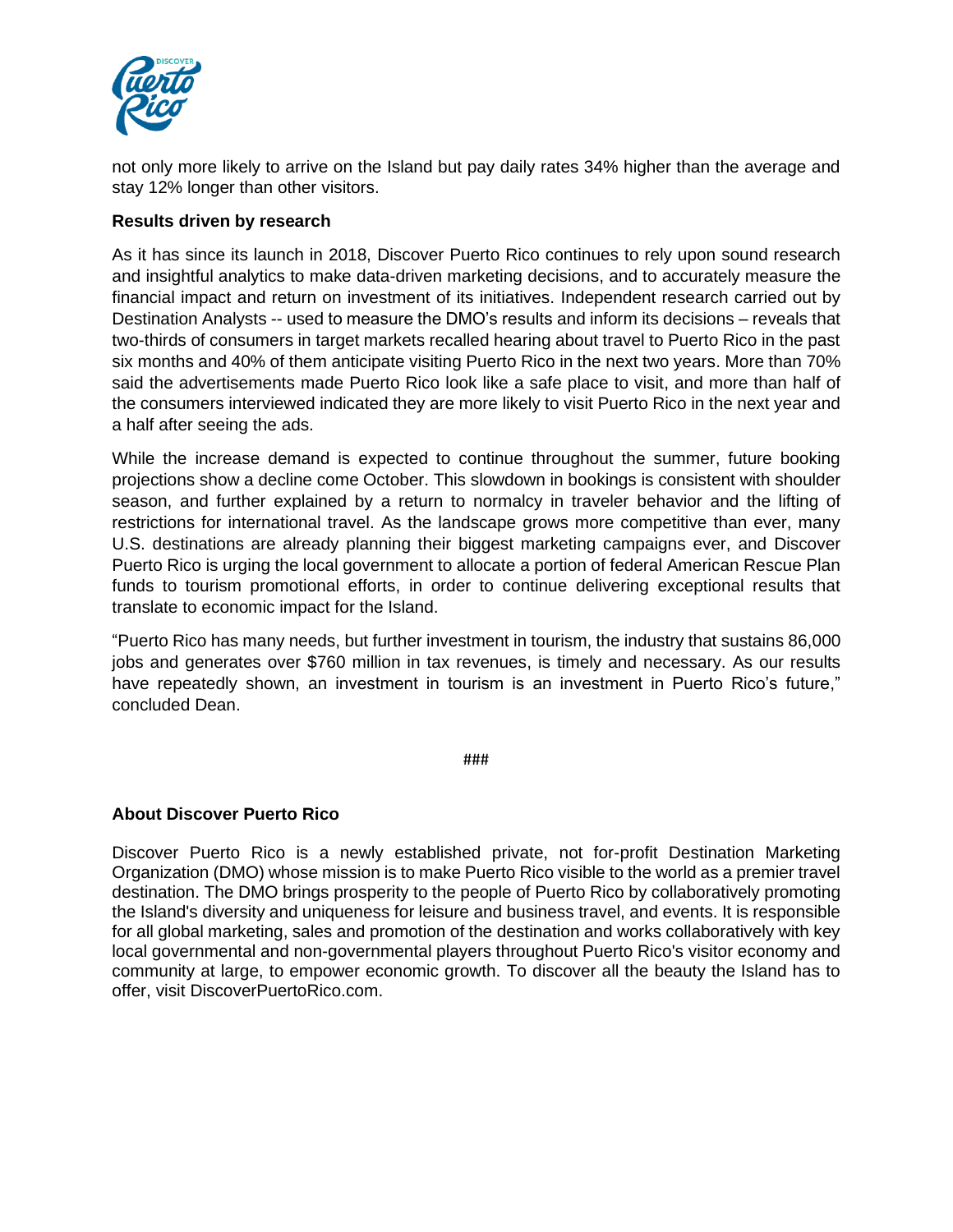not only more likely to arrive on the Island but pay daily rates 34% higher than the average and stay 12% longer than other visitors.

**Results driven by research**

As it has since its launch in 2018, Discover Puerto Rico continues to rely upon sound research and insightful analytics to make data-driven marketing decisions, and to accurately measure the financial impact and return on investment of its initiatives. Independent research carried out by Destination Analysts -- used to measure the DMO's results and inform its decisions – reveals that two-thirds of consumers in target markets recalled hearing about travel to Puerto Rico in the past six months and 40% of them anticipate visiting Puerto Rico in the next two years. More than 70% said the advertisements made Puerto Rico look like a safe place to visit, and more than half of the consumers interviewed indicated they are more likely to visit Puerto Rico in the next year and a half after seeing the ads.

While the increase demand is expected to continue throughout the summer, future booking projections show a decline come October. This slowdown in bookings is consistent with shoulder season, and further explained by a return to normalcy in traveler behavior and the lifting of restrictions for international travel. As the landscape grows more competitive than ever, many U.S. destinations are already planning their biggest marketing campaigns ever, and Discover Puerto Rico is urging the local government to allocate a portion of federal American Rescue Plan funds to tourism promotional efforts, in order to continue delivering exceptional results that translate to economic impact for the Island.

"Puerto Rico has many needs, but further investment in tourism, the industry that sustains 86,000 jobs and generates over $760 million in tax revenues, is timely and necessary. As our results have repeatedly shown, an investment in tourism is an investment in Puerto Rico's future," concluded Dean.

###

**About Discover Puerto Rico**

Discover Puerto Rico is a newly established private, not for-profit Destination Marketing Organization (DMO) whose mission is to make Puerto Rico visible to the world as a premier travel destination. The DMO brings prosperity to the people of Puerto Rico by collaboratively promoting the Island's diversity and uniqueness for leisure and business travel, and events. It is responsible for all global marketing, sales and promotion of the destination and works collaboratively with key local governmental and non-governmental players throughout Puerto Rico's visitor economy and community at large, to empower economic growth. To discover all the beauty the Island has to offer, visit DiscoverPuertoRico.com.